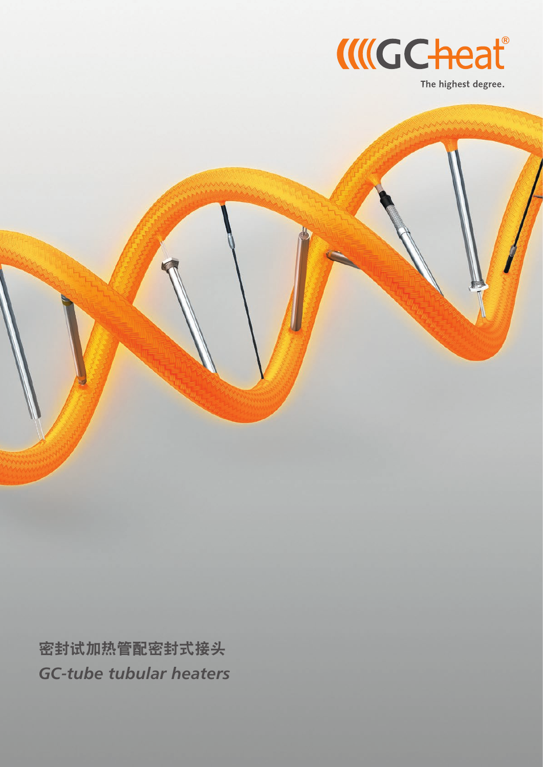GCheat®

The highest degree.

# 密封试加热管配密封式接头

## *GC-tube tubular heaters*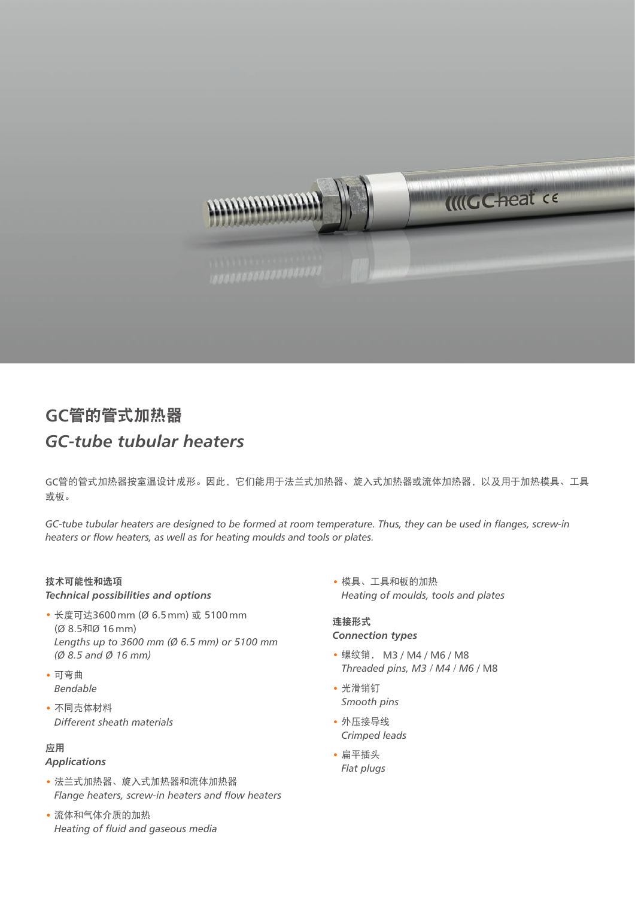# GC管的管式加热器

# *GC-tube tubular heaters*

GC管的管式加热器按室温设计成形。因此，它们能用于法兰式加热器、旋入式加热器或流体加热器，以及用于加热模具、工具或板。

*GC-tube tubular heaters are designed to be formed at room temperature. Thus, they can be used in flanges, screw-in heaters or flow heaters, as well as for heating moulds and tools or plates.*

### 技术可能性和选项
### *Technical possibilities and options*

- 长度可达3600 mm (Ø 6.5 mm) 或 5100 mm (Ø 8.5和Ø 16 mm)
  *Lengths up to 3600 mm (Ø 6.5 mm) or 5100 mm (Ø 8.5 and Ø 16 mm)*
- 可弯曲
  *Bendable*
- 不同壳体材料
  *Different sheath materials*

### 应用
### *Applications*

- 法兰式加热器、旋入式加热器和流体加热器
  *Flange heaters, screw-in heaters and flow heaters*
- 流体和气体介质的加热
  *Heating of fluid and gaseous media*
- 模具、工具和板的加热
  *Heating of moulds, tools and plates*

### 连接形式
### *Connection types*

- 螺纹销， M3 / M4 / M6 / M8
  *Threaded pins, M3 / M4 / M6 /* M8
- 光滑销钉
  *Smooth pins*
- 外压接导线
  *Crimped leads*
- 扁平插头
  *Flat plugs*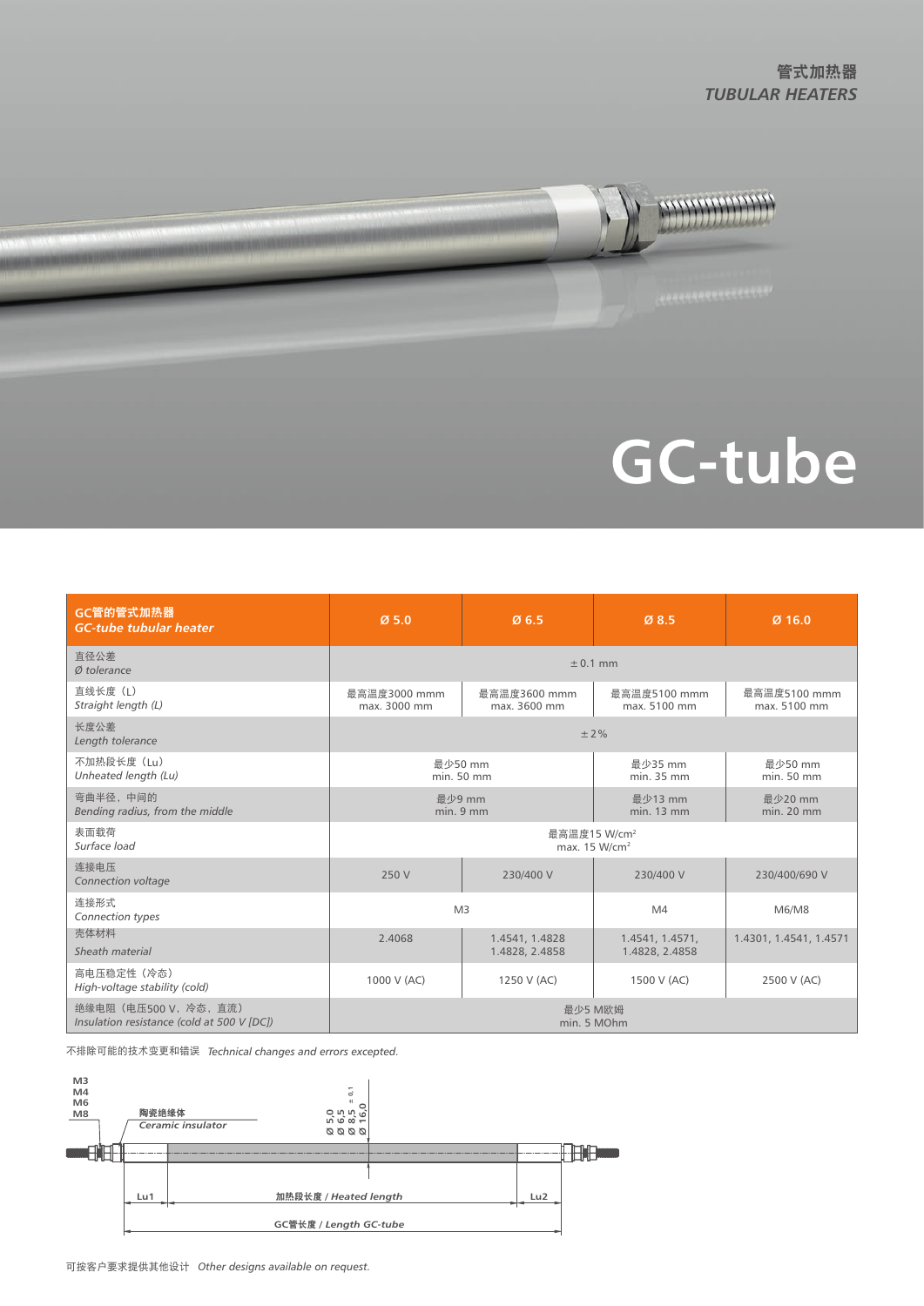管式加热器
*TUBULAR HEATERS*

# GC-tube

| GC管的管式加热器<br>*GC-tube tubular heater* | Ø 5.0 | Ø 6.5 | Ø 8.5 | Ø 16.0 |
|---|---|---|---|---|
| 直径公差<br>*Ø tolerance* | ± 0.1 mm | | | |
| 直线长度（L）<br>*Straight length (L)* | 最高温度3000 mmm<br>max. 3000 mm | 最高温度3600 mmm<br>max. 3600 mm | 最高温度5100 mmm<br>max. 5100 mm | 最高温度5100 mmm<br>max. 5100 mm |
| 长度公差<br>*Length tolerance* | ± 2% | | | |
| 不加热段长度（Lu）<br>*Unheated length (Lu)* | 最少50 mm<br>min. 50 mm | | 最少35 mm<br>min. 35 mm | 最少50 mm<br>min. 50 mm |
| 弯曲半径，中间的<br>*Bending radius, from the middle* | 最少9 mm<br>min. 9 mm | | 最少13 mm<br>min. 13 mm | 最少20 mm<br>min. 20 mm |
| 表面载荷<br>*Surface load* | 最高温度15 W/cm²<br>max. 15 W/cm² | | | |
| 连接电压<br>*Connection voltage* | 250 V | 230/400 V | 230/400 V | 230/400/690 V |
| 连接形式<br>*Connection types* | M3 | | M4 | M6/M8 |
| 壳体材料<br>*Sheath material* | 2.4068 | 1.4541, 1.4828<br>1.4828, 2.4858 | 1.4541, 1.4571,<br>1.4828, 2.4858 | 1.4301, 1.4541, 1.4571 |
| 高电压稳定性（冷态）<br>*High-voltage stability (cold)* | 1000 V (AC) | 1250 V (AC) | 1500 V (AC) | 2500 V (AC) |
| 绝缘电阻（电压500 V，冷态，直流）<br>*Insulation resistance (cold at 500 V [DC])* | 最少5 M欧姆<br>min. 5 MOhm | | | |

不排除可能的技术变更和错误 *Technical changes and errors excepted.*

M3
M4
M6
M8

陶瓷绝缘体
*Ceramic insulator*

Ø 5.0
Ø 6.5
Ø 8.5 ± 0.1
Ø 16.0

Lu1 | 加热段长度 / *Heated length* | Lu2

GC管长度 / *Length GC-tube*

可按客户要求提供其他设计 *Other designs available on request.*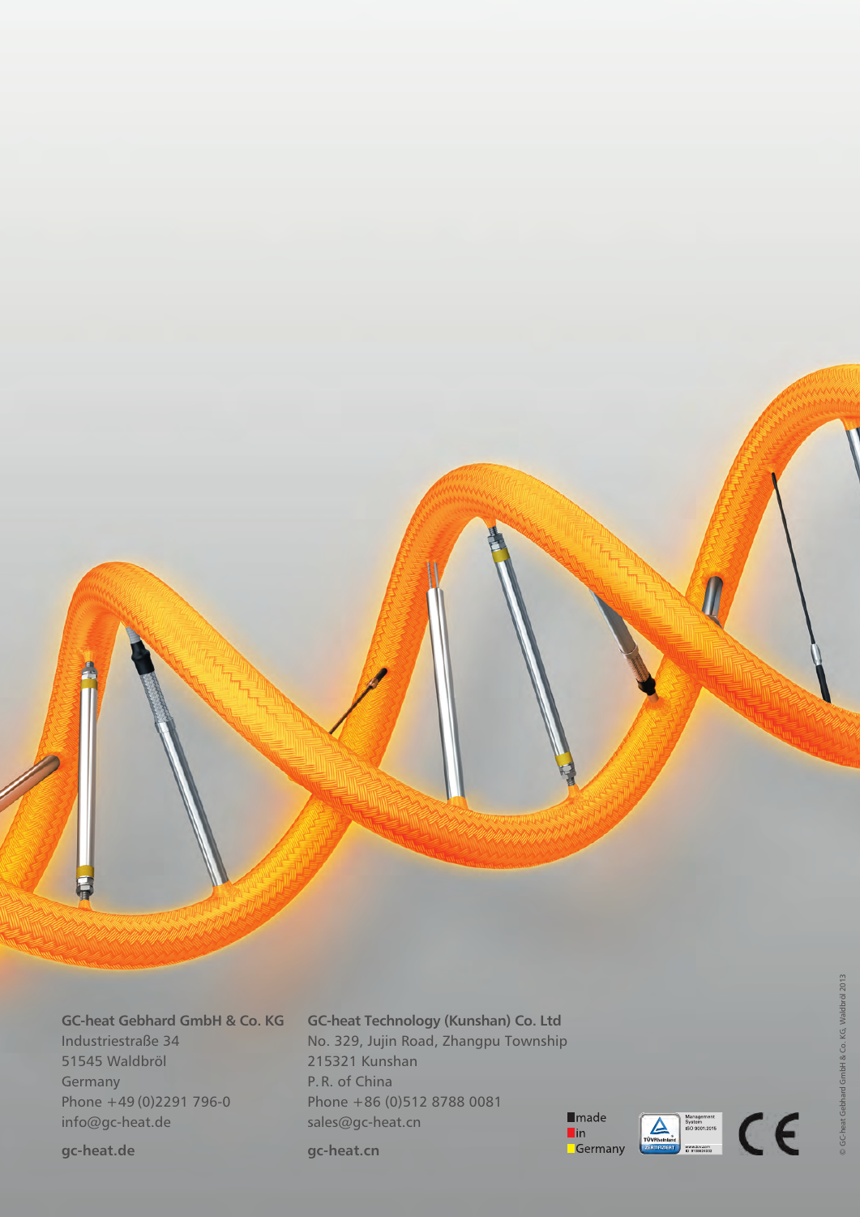**GC-heat Gebhard GmbH & Co. KG**
Industriestraße 34
51545 Waldbröl
Germany
Phone +49 (0)2291 796-0
info@gc-heat.de

**gc-heat.de**

**GC-heat Technology (Kunshan) Co. Ltd**
No. 329, Jujin Road, Zhangpu Township
215321 Kunshan
P. R. of China
Phone +86 (0)512 8788 0081
sales@gc-heat.cn

**gc-heat.cn**

made
in
Germany

Management System ISO 9001:2015

© GC-heat Gebhard GmbH & Co. KG, Waldbröl 2013